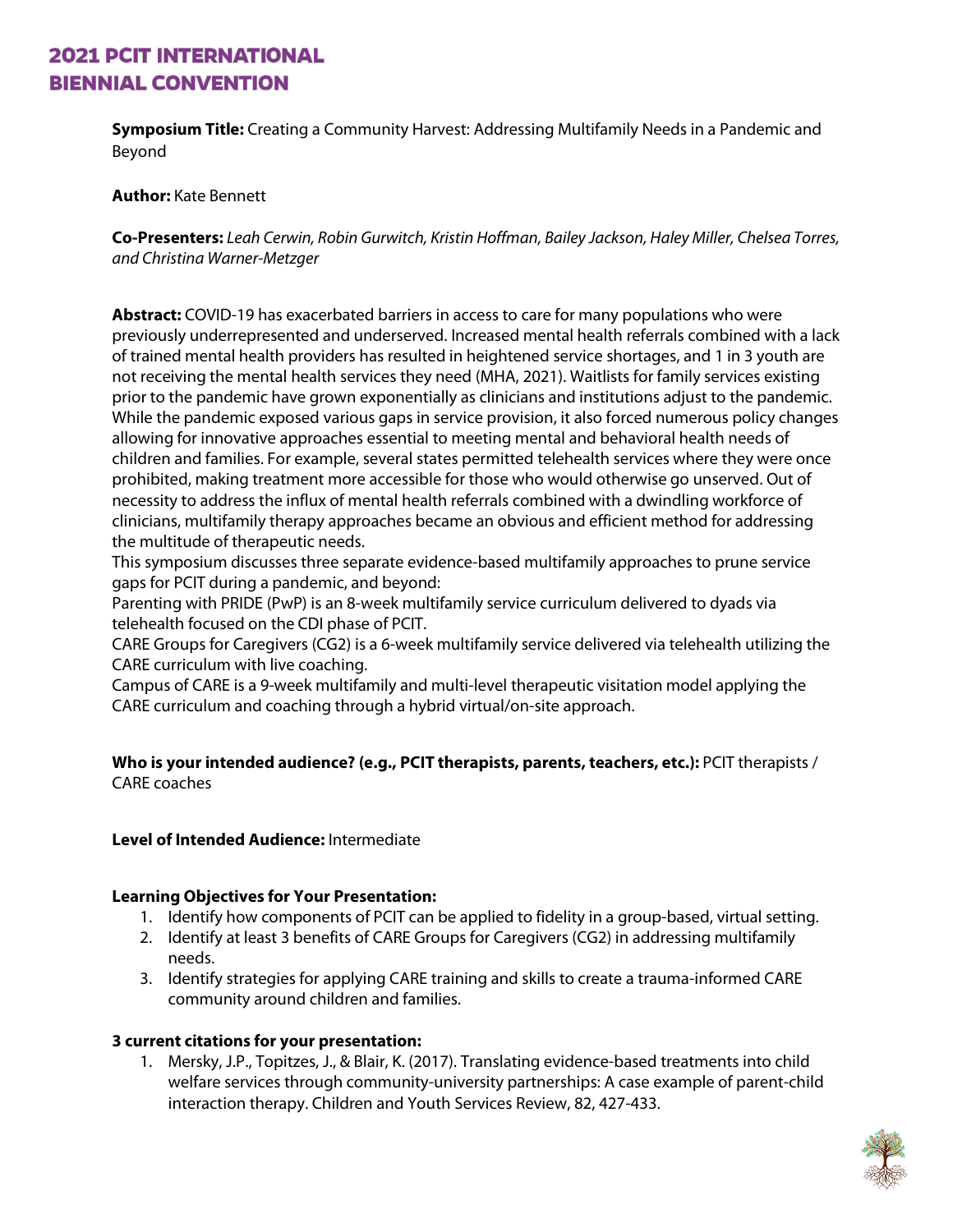# 2021 PCIT INTERNATIONAL BIENNIAL CONVENTION

**Symposium Title:** Creating a Community Harvest: Addressing Multifamily Needs in a Pandemic and Beyond

**Author:** Kate Bennett

**Co-Presenters:** *Leah Cerwin, Robin Gurwitch, Kristin Hoffman, Bailey Jackson, Haley Miller, Chelsea Torres, and Christina Warner-Metzger*

**Abstract:** COVID-19 has exacerbated barriers in access to care for many populations who were previously underrepresented and underserved. Increased mental health referrals combined with a lack of trained mental health providers has resulted in heightened service shortages, and 1 in 3 youth are not receiving the mental health services they need (MHA, 2021). Waitlists for family services existing prior to the pandemic have grown exponentially as clinicians and institutions adjust to the pandemic. While the pandemic exposed various gaps in service provision, it also forced numerous policy changes allowing for innovative approaches essential to meeting mental and behavioral health needs of children and families. For example, several states permitted telehealth services where they were once prohibited, making treatment more accessible for those who would otherwise go unserved. Out of necessity to address the influx of mental health referrals combined with a dwindling workforce of clinicians, multifamily therapy approaches became an obvious and efficient method for addressing the multitude of therapeutic needs.

This symposium discusses three separate evidence-based multifamily approaches to prune service gaps for PCIT during a pandemic, and beyond:

Parenting with PRIDE (PwP) is an 8-week multifamily service curriculum delivered to dyads via telehealth focused on the CDI phase of PCIT.

CARE Groups for Caregivers (CG2) is a 6-week multifamily service delivered via telehealth utilizing the CARE curriculum with live coaching.

Campus of CARE is a 9-week multifamily and multi-level therapeutic visitation model applying the CARE curriculum and coaching through a hybrid virtual/on-site approach.

**Who is your intended audience? (e.g., PCIT therapists, parents, teachers, etc.):** PCIT therapists / CARE coaches

**Level of Intended Audience:** Intermediate

**Learning Objectives for Your Presentation:**

1. Identify how components of PCIT can be applied to fidelity in a group-based, virtual setting.
2. Identify at least 3 benefits of CARE Groups for Caregivers (CG2) in addressing multifamily needs.
3. Identify strategies for applying CARE training and skills to create a trauma-informed CARE community around children and families.

**3 current citations for your presentation:**

1. Mersky, J.P., Topitzes, J., & Blair, K. (2017). Translating evidence-based treatments into child welfare services through community-university partnerships: A case example of parent-child interaction therapy. Children and Youth Services Review, 82, 427-433.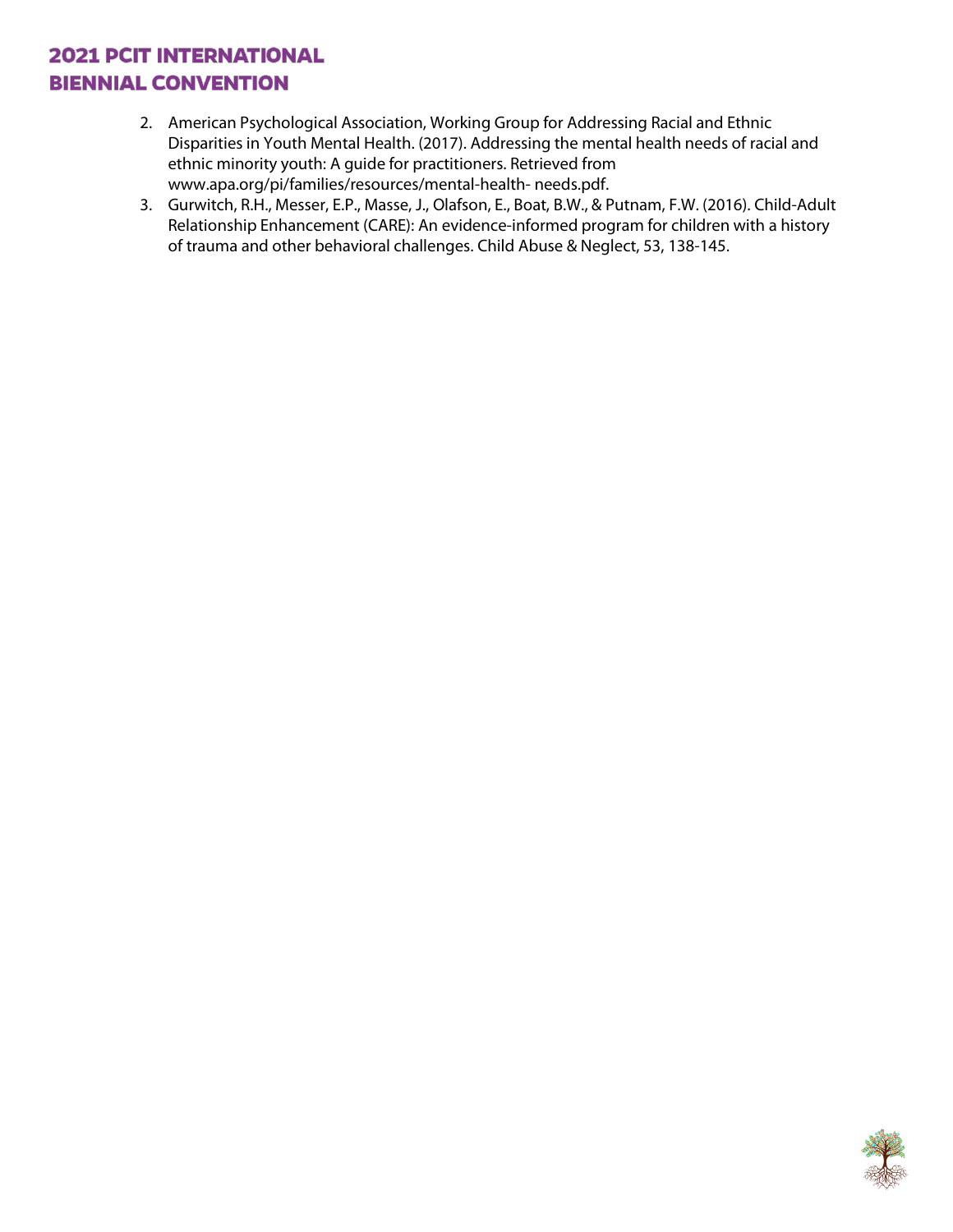2. American Psychological Association, Working Group for Addressing Racial and Ethnic Disparities in Youth Mental Health. (2017). Addressing the mental health needs of racial and ethnic minority youth: A guide for practitioners. Retrieved from www.apa.org/pi/families/resources/mental-health- needs.pdf.
3. Gurwitch, R.H., Messer, E.P., Masse, J., Olafson, E., Boat, B.W., & Putnam, F.W. (2016). Child-Adult Relationship Enhancement (CARE): An evidence-informed program for children with a history of trauma and other behavioral challenges. Child Abuse & Neglect, 53, 138-145.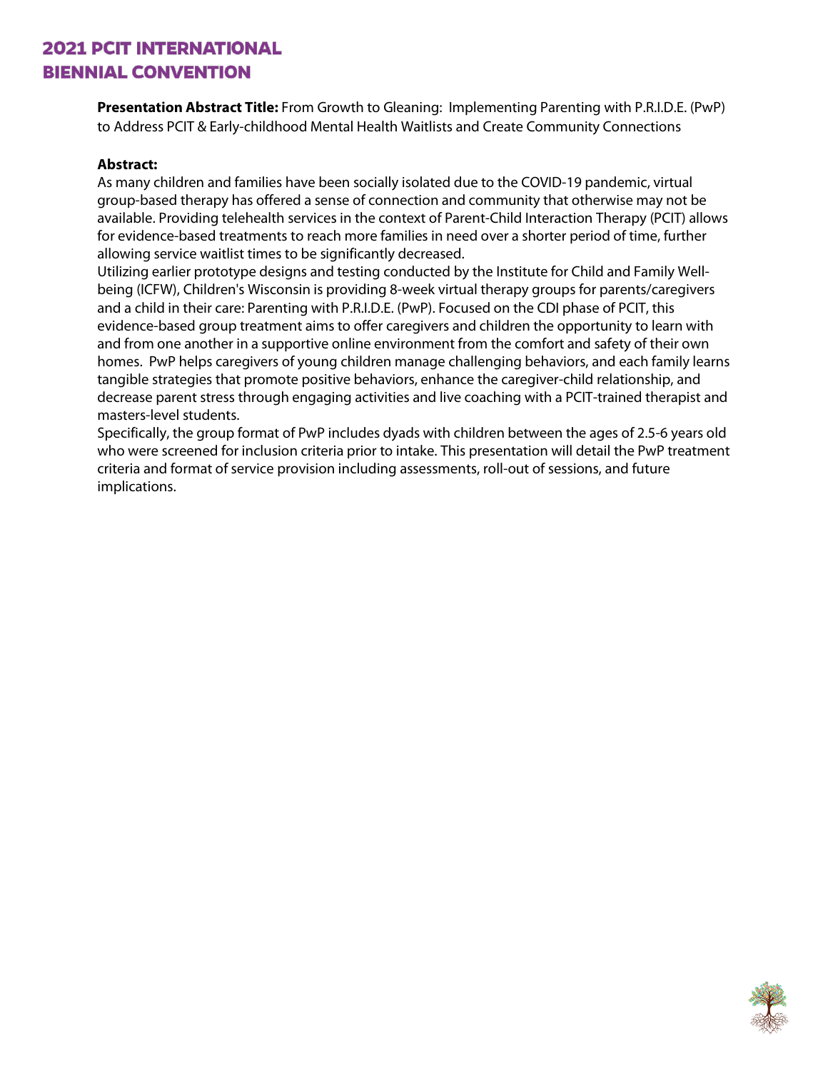**Presentation Abstract Title:** From Growth to Gleaning: Implementing Parenting with P.R.I.D.E. (PwP) to Address PCIT & Early-childhood Mental Health Waitlists and Create Community Connections

**Abstract:**

As many children and families have been socially isolated due to the COVID-19 pandemic, virtual group-based therapy has offered a sense of connection and community that otherwise may not be available. Providing telehealth services in the context of Parent-Child Interaction Therapy (PCIT) allows for evidence-based treatments to reach more families in need over a shorter period of time, further allowing service waitlist times to be significantly decreased.

Utilizing earlier prototype designs and testing conducted by the Institute for Child and Family Well-being (ICFW), Children's Wisconsin is providing 8-week virtual therapy groups for parents/caregivers and a child in their care: Parenting with P.R.I.D.E. (PwP). Focused on the CDI phase of PCIT, this evidence-based group treatment aims to offer caregivers and children the opportunity to learn with and from one another in a supportive online environment from the comfort and safety of their own homes. PwP helps caregivers of young children manage challenging behaviors, and each family learns tangible strategies that promote positive behaviors, enhance the caregiver-child relationship, and decrease parent stress through engaging activities and live coaching with a PCIT-trained therapist and masters-level students.

Specifically, the group format of PwP includes dyads with children between the ages of 2.5-6 years old who were screened for inclusion criteria prior to intake. This presentation will detail the PwP treatment criteria and format of service provision including assessments, roll-out of sessions, and future implications.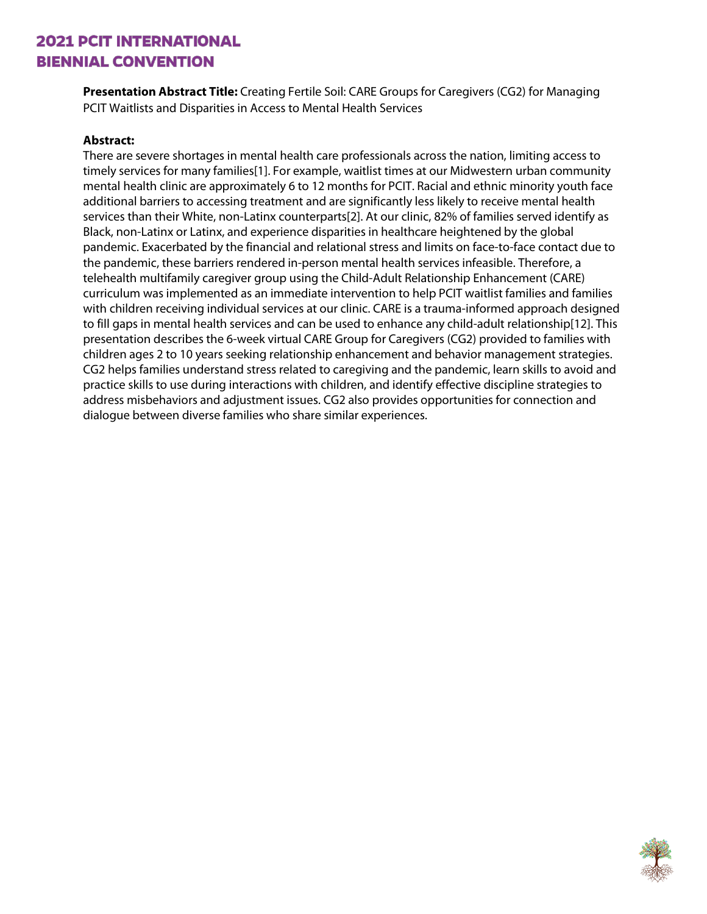**Presentation Abstract Title:** Creating Fertile Soil: CARE Groups for Caregivers (CG2) for Managing PCIT Waitlists and Disparities in Access to Mental Health Services

**Abstract:**

There are severe shortages in mental health care professionals across the nation, limiting access to timely services for many families[1]. For example, waitlist times at our Midwestern urban community mental health clinic are approximately 6 to 12 months for PCIT. Racial and ethnic minority youth face additional barriers to accessing treatment and are significantly less likely to receive mental health services than their White, non-Latinx counterparts[2]. At our clinic, 82% of families served identify as Black, non-Latinx or Latinx, and experience disparities in healthcare heightened by the global pandemic. Exacerbated by the financial and relational stress and limits on face-to-face contact due to the pandemic, these barriers rendered in-person mental health services infeasible. Therefore, a telehealth multifamily caregiver group using the Child-Adult Relationship Enhancement (CARE) curriculum was implemented as an immediate intervention to help PCIT waitlist families and families with children receiving individual services at our clinic. CARE is a trauma-informed approach designed to fill gaps in mental health services and can be used to enhance any child-adult relationship[12]. This presentation describes the 6-week virtual CARE Group for Caregivers (CG2) provided to families with children ages 2 to 10 years seeking relationship enhancement and behavior management strategies. CG2 helps families understand stress related to caregiving and the pandemic, learn skills to avoid and practice skills to use during interactions with children, and identify effective discipline strategies to address misbehaviors and adjustment issues. CG2 also provides opportunities for connection and dialogue between diverse families who share similar experiences.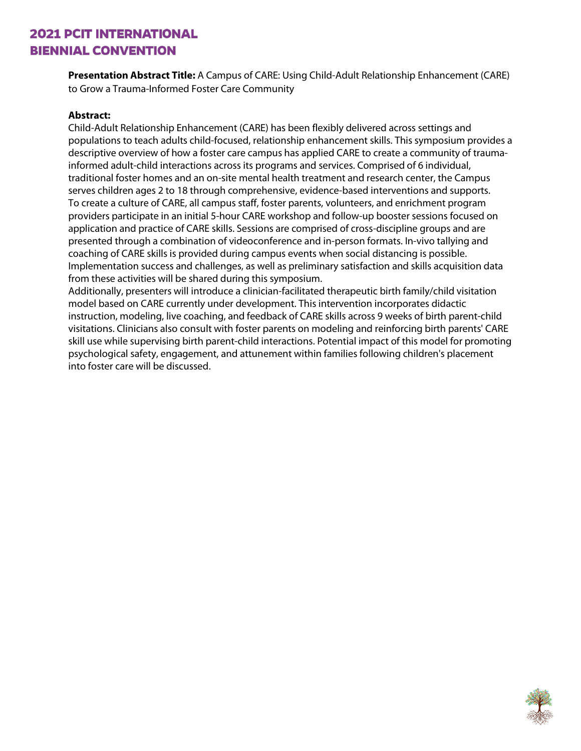**Presentation Abstract Title:** A Campus of CARE: Using Child-Adult Relationship Enhancement (CARE) to Grow a Trauma-Informed Foster Care Community

**Abstract:**

Child-Adult Relationship Enhancement (CARE) has been flexibly delivered across settings and populations to teach adults child-focused, relationship enhancement skills. This symposium provides a descriptive overview of how a foster care campus has applied CARE to create a community of trauma-informed adult-child interactions across its programs and services. Comprised of 6 individual, traditional foster homes and an on-site mental health treatment and research center, the Campus serves children ages 2 to 18 through comprehensive, evidence-based interventions and supports. To create a culture of CARE, all campus staff, foster parents, volunteers, and enrichment program providers participate in an initial 5-hour CARE workshop and follow-up booster sessions focused on application and practice of CARE skills. Sessions are comprised of cross-discipline groups and are presented through a combination of videoconference and in-person formats. In-vivo tallying and coaching of CARE skills is provided during campus events when social distancing is possible. Implementation success and challenges, as well as preliminary satisfaction and skills acquisition data from these activities will be shared during this symposium.

Additionally, presenters will introduce a clinician-facilitated therapeutic birth family/child visitation model based on CARE currently under development. This intervention incorporates didactic instruction, modeling, live coaching, and feedback of CARE skills across 9 weeks of birth parent-child visitations. Clinicians also consult with foster parents on modeling and reinforcing birth parents' CARE skill use while supervising birth parent-child interactions. Potential impact of this model for promoting psychological safety, engagement, and attunement within families following children's placement into foster care will be discussed.